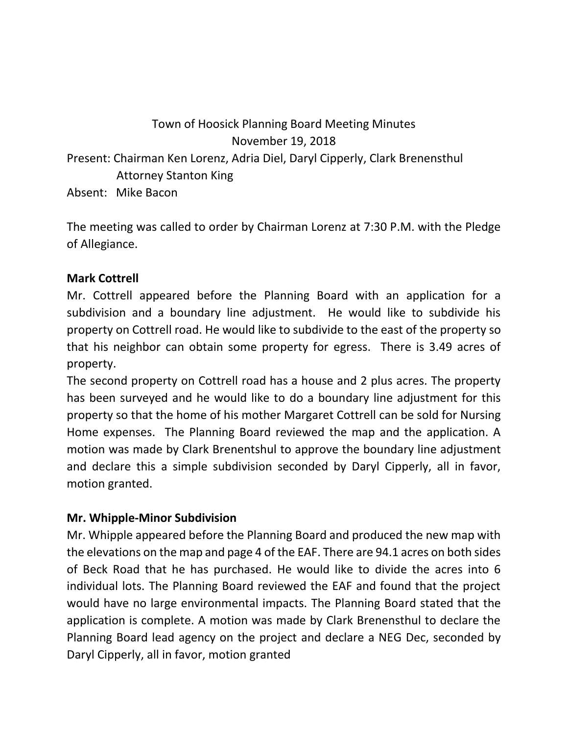Town of Hoosick Planning Board Meeting Minutes
November 19, 2018

Present: Chairman Ken Lorenz, Adria Diel, Daryl Cipperly, Clark Brenensthul
Attorney Stanton King

Absent: Mike Bacon

The meeting was called to order by Chairman Lorenz at 7:30 P.M. with the Pledge of Allegiance.

**Mark Cottrell**

Mr. Cottrell appeared before the Planning Board with an application for a subdivision and a boundary line adjustment. He would like to subdivide his property on Cottrell road. He would like to subdivide to the east of the property so that his neighbor can obtain some property for egress. There is 3.49 acres of property.

The second property on Cottrell road has a house and 2 plus acres. The property has been surveyed and he would like to do a boundary line adjustment for this property so that the home of his mother Margaret Cottrell can be sold for Nursing Home expenses. The Planning Board reviewed the map and the application. A motion was made by Clark Brenentshul to approve the boundary line adjustment and declare this a simple subdivision seconded by Daryl Cipperly, all in favor, motion granted.

**Mr. Whipple-Minor Subdivision**

Mr. Whipple appeared before the Planning Board and produced the new map with the elevations on the map and page 4 of the EAF. There are 94.1 acres on both sides of Beck Road that he has purchased. He would like to divide the acres into 6 individual lots. The Planning Board reviewed the EAF and found that the project would have no large environmental impacts. The Planning Board stated that the application is complete. A motion was made by Clark Brenensthul to declare the Planning Board lead agency on the project and declare a NEG Dec, seconded by Daryl Cipperly, all in favor, motion granted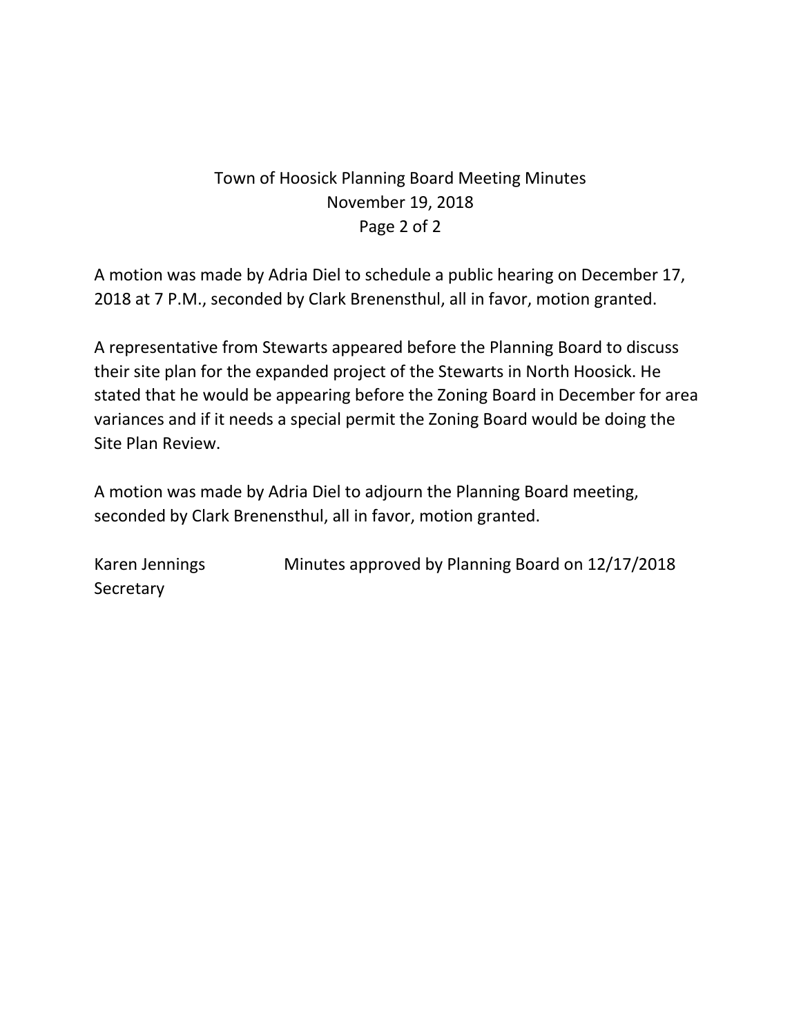Town of Hoosick Planning Board Meeting Minutes
November 19, 2018

A motion was made by Adria Diel to schedule a public hearing on December 17, 2018 at 7 P.M., seconded by Clark Brenensthul, all in favor, motion granted.

A representative from Stewarts appeared before the Planning Board to discuss their site plan for the expanded project of the Stewarts in North Hoosick. He stated that he would be appearing before the Zoning Board in December for area variances and if it needs a special permit the Zoning Board would be doing the Site Plan Review.

A motion was made by Adria Diel to adjourn the Planning Board meeting, seconded by Clark Brenensthul, all in favor, motion granted.

Karen Jennings
Secretary

Minutes approved by Planning Board on 12/17/2018